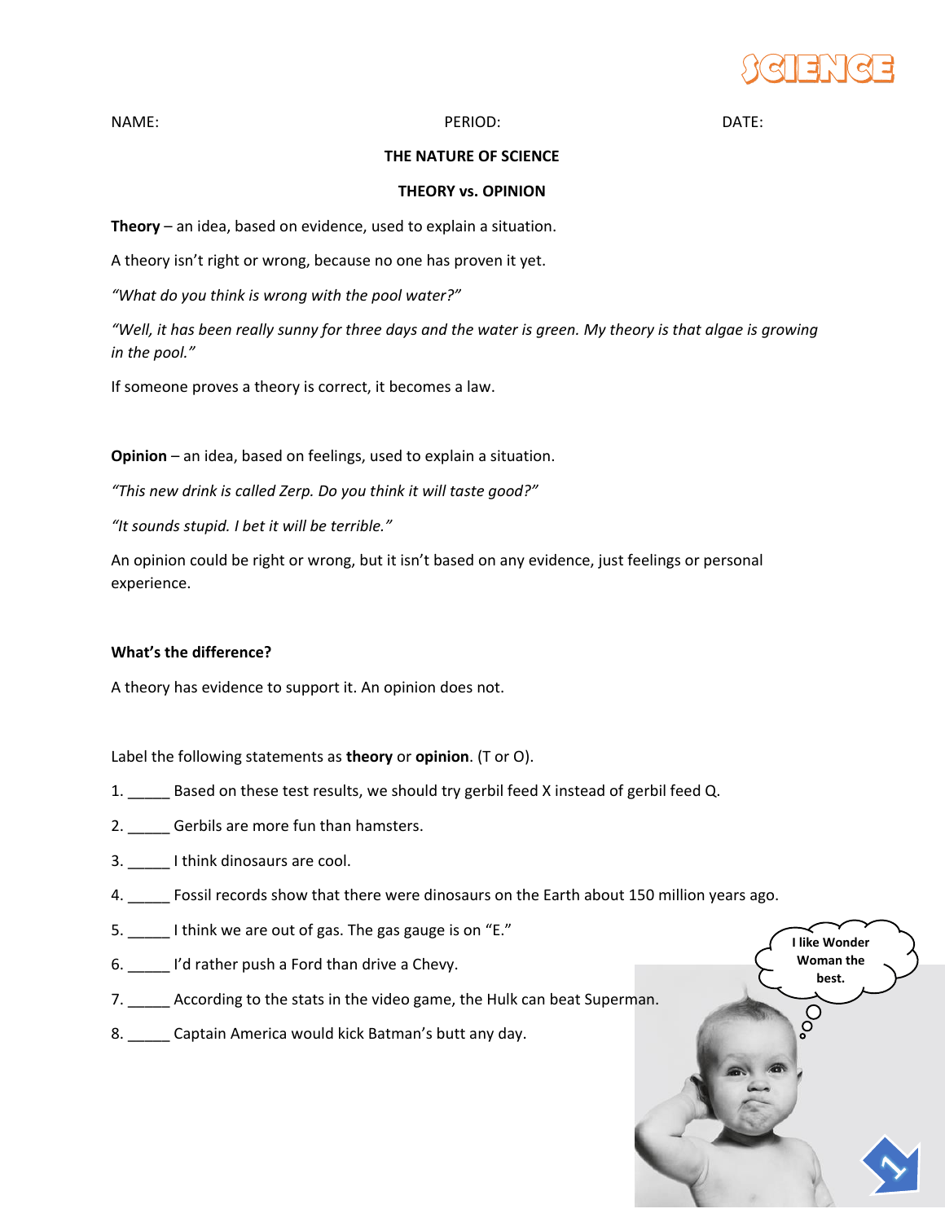NAME: PERIOD: DATE:

**THE NATURE OF SCIENCE**

**THEORY vs. OPINION**

**Theory** – an idea, based on evidence, used to explain a situation.

A theory isn't right or wrong, because no one has proven it yet.

*"What do you think is wrong with the pool water?"*

*"Well, it has been really sunny for three days and the water is green. My theory is that algae is growing in the pool."*

If someone proves a theory is correct, it becomes a law.

**Opinion** – an idea, based on feelings, used to explain a situation.

*"This new drink is called Zerp. Do you think it will taste good?"*

*"It sounds stupid. I bet it will be terrible."*

An opinion could be right or wrong, but it isn't based on any evidence, just feelings or personal experience.

**What's the difference?**

A theory has evidence to support it. An opinion does not.

Label the following statements as **theory** or **opinion**. (T or O).

1. _____ Based on these test results, we should try gerbil feed X instead of gerbil feed Q.
2. _____ Gerbils are more fun than hamsters.
3. _____ I think dinosaurs are cool.
4. _____ Fossil records show that there were dinosaurs on the Earth about 150 million years ago.
5. _____ I think we are out of gas. The gas gauge is on "E."
6. _____ I'd rather push a Ford than drive a Chevy.
7. _____ According to the stats in the video game, the Hulk can beat Superman.
8. _____ Captain America would kick Batman's butt any day.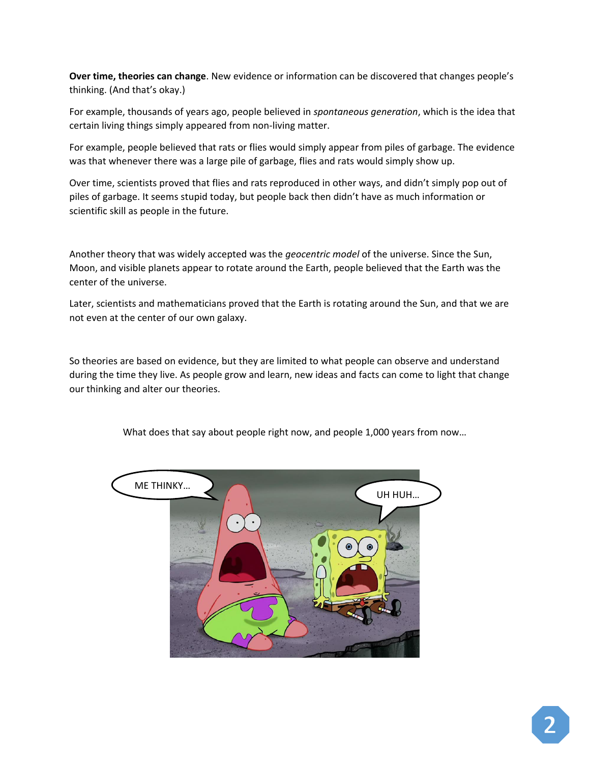**Over time, theories can change**. New evidence or information can be discovered that changes people's thinking. (And that's okay.)

For example, thousands of years ago, people believed in *spontaneous generation*, which is the idea that certain living things simply appeared from non-living matter.

For example, people believed that rats or flies would simply appear from piles of garbage. The evidence was that whenever there was a large pile of garbage, flies and rats would simply show up.

Over time, scientists proved that flies and rats reproduced in other ways, and didn't simply pop out of piles of garbage. It seems stupid today, but people back then didn't have as much information or scientific skill as people in the future.

Another theory that was widely accepted was the *geocentric model* of the universe. Since the Sun, Moon, and visible planets appear to rotate around the Earth, people believed that the Earth was the center of the universe.

Later, scientists and mathematicians proved that the Earth is rotating around the Sun, and that we are not even at the center of our own galaxy.

So theories are based on evidence, but they are limited to what people can observe and understand during the time they live. As people grow and learn, new ideas and facts can come to light that change our thinking and alter our theories.

What does that say about people right now, and people 1,000 years from now…